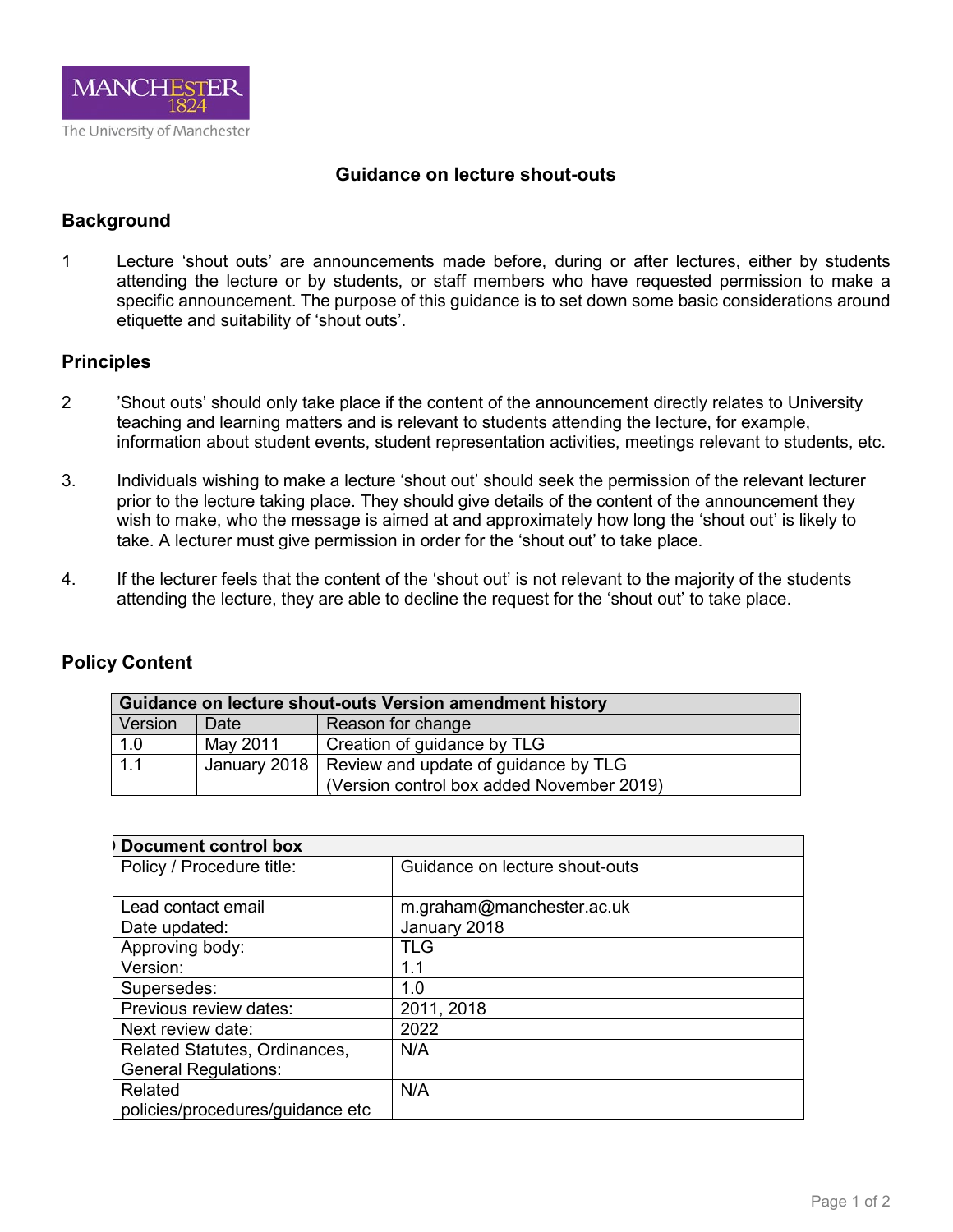MANCHESTER 1824
The University of Manchester

# Guidance on lecture shout-outs

## Background

1 Lecture ‘shout outs’ are announcements made before, during or after lectures, either by students attending the lecture or by students, or staff members who have requested permission to make a specific announcement. The purpose of this guidance is to set down some basic considerations around etiquette and suitability of ‘shout outs’.

## Principles

2 ’Shout outs’ should only take place if the content of the announcement directly relates to University teaching and learning matters and is relevant to students attending the lecture, for example, information about student events, student representation activities, meetings relevant to students, etc.

3. Individuals wishing to make a lecture ‘shout out’ should seek the permission of the relevant lecturer prior to the lecture taking place. They should give details of the content of the announcement they wish to make, who the message is aimed at and approximately how long the ‘shout out’ is likely to take. A lecturer must give permission in order for the ‘shout out’ to take place.

4. If the lecturer feels that the content of the ‘shout out’ is not relevant to the majority of the students attending the lecture, they are able to decline the request for the ‘shout out’ to take place.

## Policy Content

| **Guidance on lecture shout-outs Version amendment history** | | |
|---|---|---|
| Version | Date | Reason for change |
| 1.0 | May 2011 | Creation of guidance by TLG |
| 1.1 | January 2018 | Review and update of guidance by TLG |
| | | (Version control box added November 2019) |

| **Document control box** | |
|---|---|
| Policy / Procedure title: | Guidance on lecture shout-outs |
| Lead contact email | m.graham@manchester.ac.uk |
| Date updated: | January 2018 |
| Approving body: | TLG |
| Version: | 1.1 |
| Supersedes: | 1.0 |
| Previous review dates: | 2011, 2018 |
| Next review date: | 2022 |
| Related Statutes, Ordinances, General Regulations: | N/A |
| Related policies/procedures/guidance etc | N/A |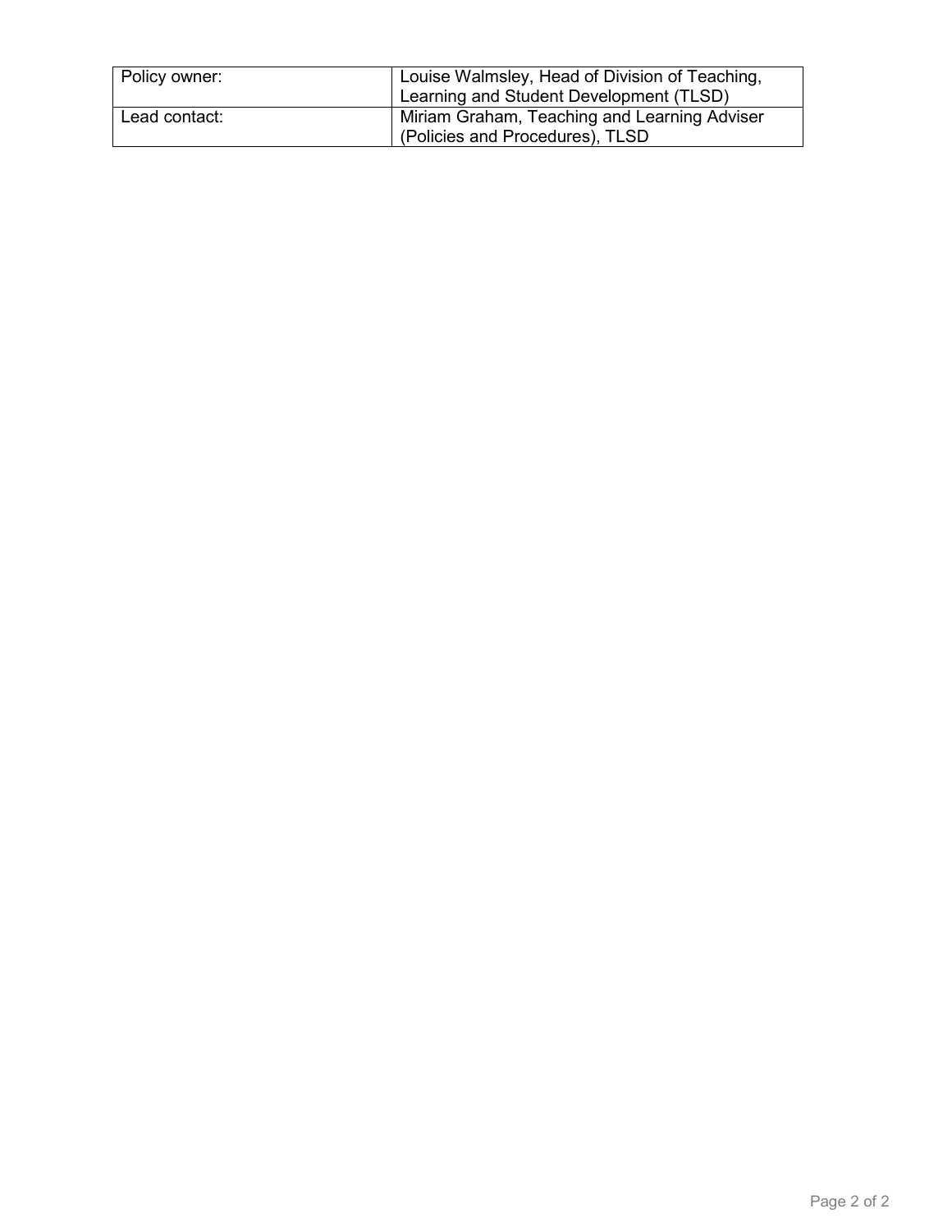| | |
|---|---|
| Policy owner: | Louise Walmsley, Head of Division of Teaching, Learning and Student Development (TLSD) |
| Lead contact: | Miriam Graham, Teaching and Learning Adviser (Policies and Procedures), TLSD |